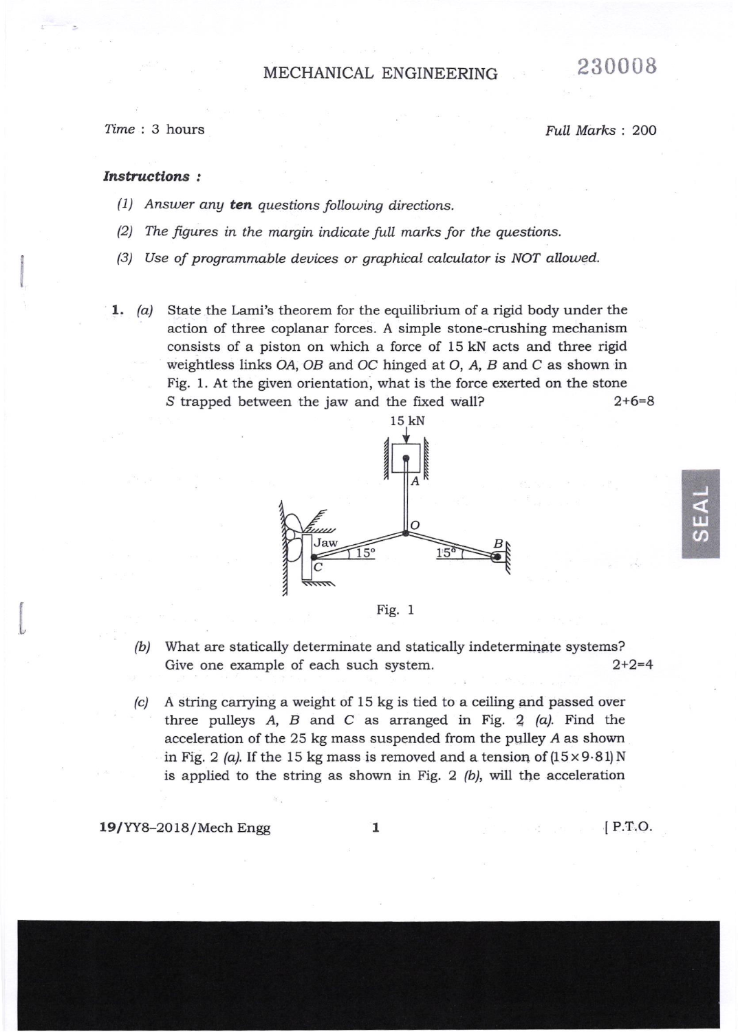# MECHANICAL ENGINEERING

230008

*Time* : 3 hours *Full Marks* : 200

***Instructions :***

*(1) Answer any* ***ten*** *questions following directions.*

*(2) The figures in the margin indicate full marks for the questions.*

*(3) Use of programmable devices or graphical calculator is NOT allowed.*

**1.** *(a)* State the Lami's theorem for the equilibrium of a rigid body under the action of three coplanar forces. A simple stone-crushing mechanism consists of a piston on which a force of 15 kN acts and three rigid weightless links *OA*, *OB* and *OC* hinged at *O*, *A*, *B* and *C* as shown in Fig. 1. At the given orientation, what is the force exerted on the stone *S* trapped between the jaw and the fixed wall? 2+6=8

Fig. 1

*(b)* What are statically determinate and statically indeterminate systems? Give one example of each such system. 2+2=4

*(c)* A string carrying a weight of 15 kg is tied to a ceiling and passed over three pulleys *A*, *B* and *C* as arranged in Fig. 2 *(a)*. Find the acceleration of the 25 kg mass suspended from the pulley *A* as shown in Fig. 2 *(a)*. If the 15 kg mass is removed and a tension of $(15 \times 9 \cdot 81)$ N is applied to the string as shown in Fig. 2 *(b)*, will the acceleration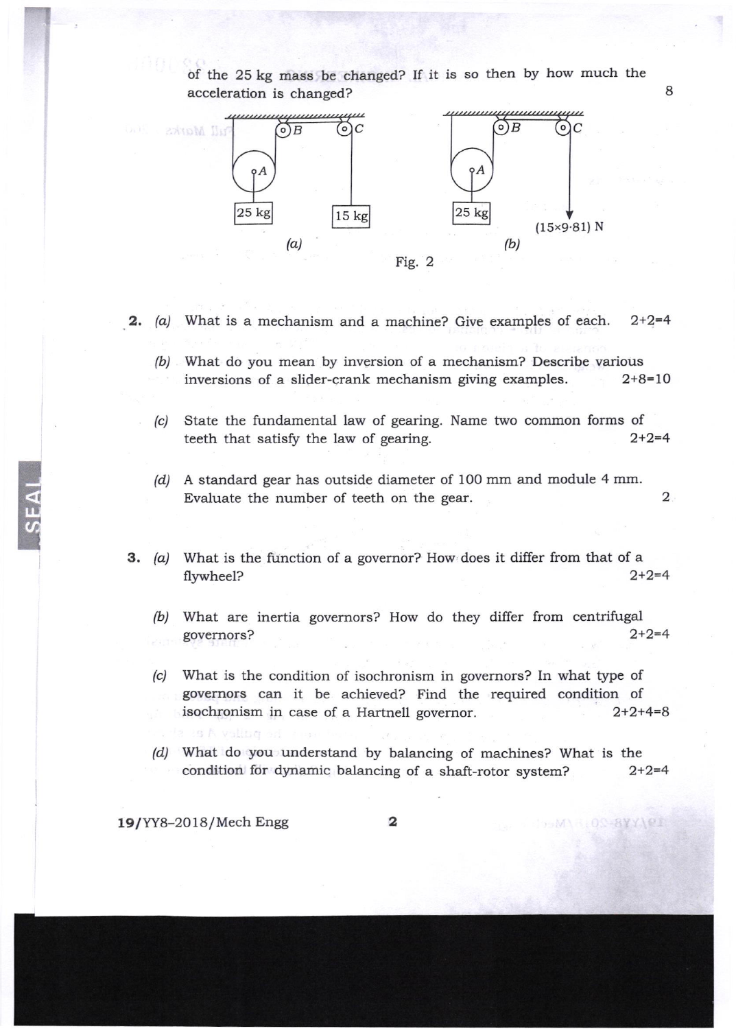of the 25 kg mass be changed? If it is so then by how much the acceleration is changed? 8

(a) (b)

Fig. 2

**2.** *(a)* What is a mechanism and a machine? Give examples of each. 2+2=4

*(b)* What do you mean by inversion of a mechanism? Describe various inversions of a slider-crank mechanism giving examples. 2+8=10

*(c)* State the fundamental law of gearing. Name two common forms of teeth that satisfy the law of gearing. 2+2=4

*(d)* A standard gear has outside diameter of 100 mm and module 4 mm. Evaluate the number of teeth on the gear. 2

**3.** *(a)* What is the function of a governor? How does it differ from that of a flywheel? 2+2=4

*(b)* What are inertia governors? How do they differ from centrifugal governors? 2+2=4

*(c)* What is the condition of isochronism in governors? In what type of governors can it be achieved? Find the required condition of isochronism in case of a Hartnell governor. 2+2+4=8

*(d)* What do you understand by balancing of machines? What is the condition for dynamic balancing of a shaft-rotor system? 2+2=4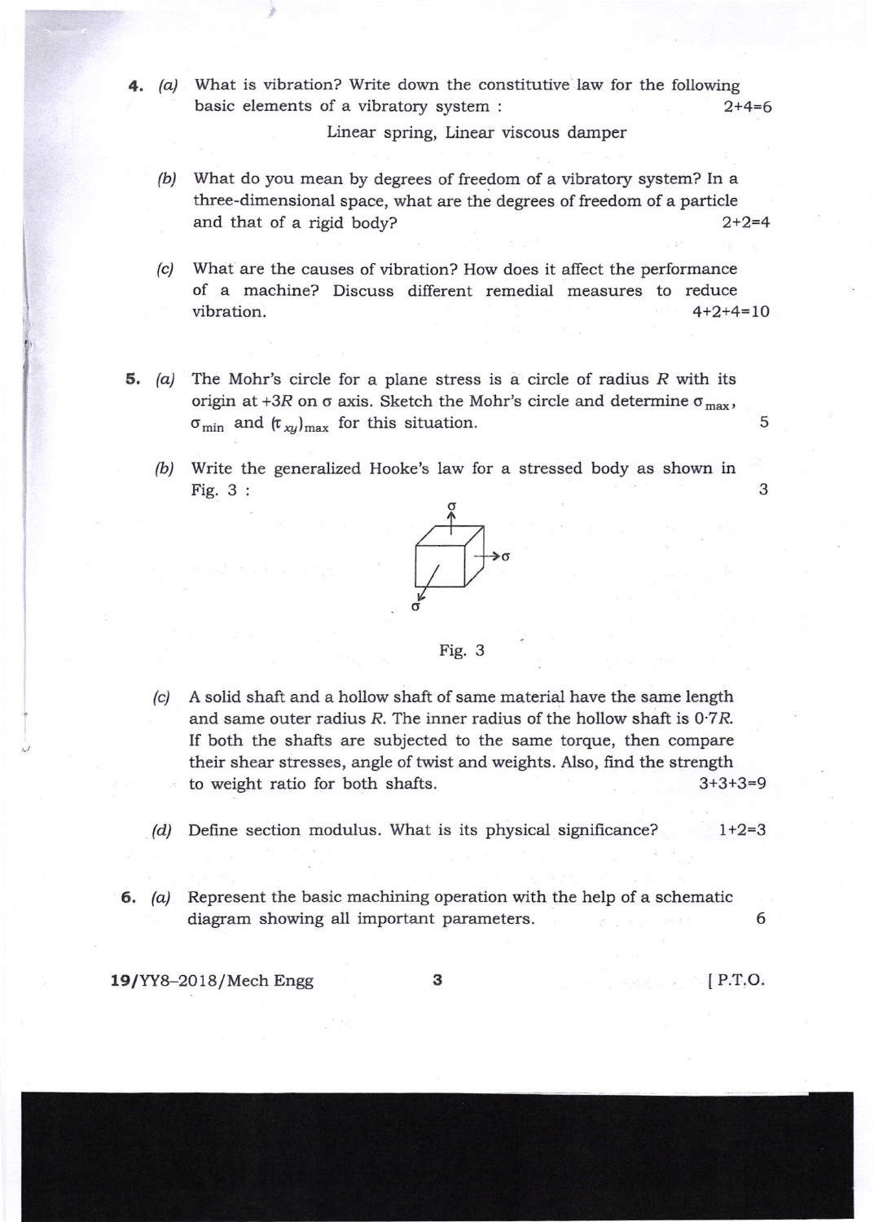4. *(a)* What is vibration? Write down the constitutive law for the following basic elements of a vibratory system : 2+4=6

   Linear spring, Linear viscous damper

   *(b)* What do you mean by degrees of freedom of a vibratory system? In a three-dimensional space, what are the degrees of freedom of a particle and that of a rigid body? 2+2=4

   *(c)* What are the causes of vibration? How does it affect the performance of a machine? Discuss different remedial measures to reduce vibration. 4+2+4=10

5. *(a)* The Mohr's circle for a plane stress is a circle of radius $R$ with its origin at $+3R$ on $\sigma$ axis. Sketch the Mohr's circle and determine $\sigma_{max}$, $\sigma_{min}$ and $(\tau_{xy})_{max}$ for this situation. 5

   *(b)* Write the generalized Hooke's law for a stressed body as shown in Fig. 3 : 3

   σ

   σ

   σ

   Fig. 3

   *(c)* A solid shaft and a hollow shaft of same material have the same length and same outer radius $R$. The inner radius of the hollow shaft is $0 \cdot 7R$. If both the shafts are subjected to the same torque, then compare their shear stresses, angle of twist and weights. Also, find the strength to weight ratio for both shafts. 3+3+3=9

   *(d)* Define section modulus. What is its physical significance? 1+2=3

6. *(a)* Represent the basic machining operation with the help of a schematic diagram showing all important parameters. 6

19/YY8–2018/Mech Engg

[ P.T.O.